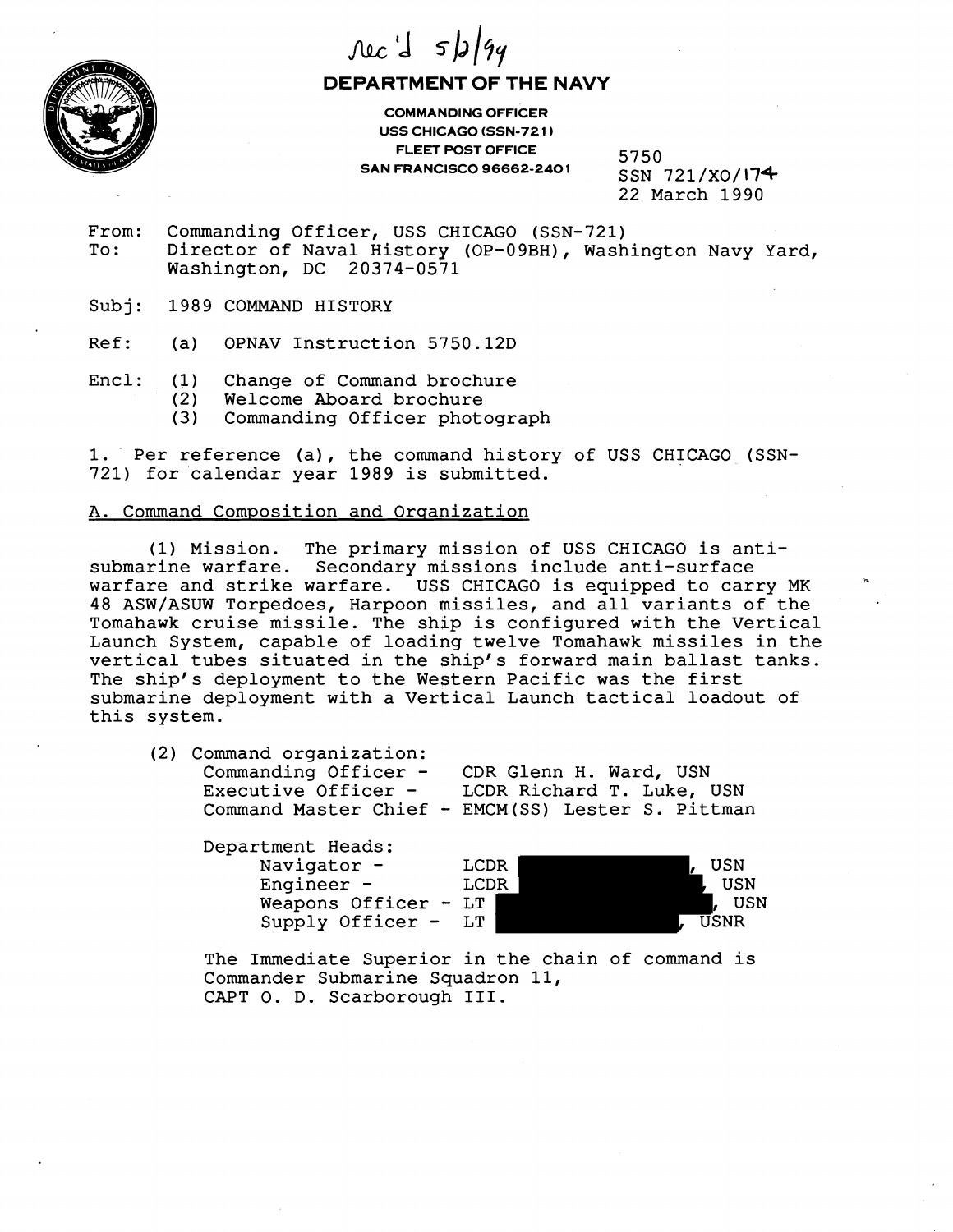Rec'd 5/2/94

**DEPARTMENT OF THE NAVY**

**COMMANDING OFFICER**
**USS CHICAGO (SSN-721)**
**FLEET POST OFFICE**
**SAN FRANCISCO 96662-2401**

5750
SSN 721/XO/174
22 March 1990

From: Commanding Officer, USS CHICAGO (SSN-721)
To: Director of Naval History (OP-09BH), Washington Navy Yard, Washington, DC 20374-0571

Subj: 1989 COMMAND HISTORY

Ref: (a) OPNAV Instruction 5750.12D

Encl: (1) Change of Command brochure
(2) Welcome Aboard brochure
(3) Commanding Officer photograph

1. Per reference (a), the command history of USS CHICAGO (SSN-721) for calendar year 1989 is submitted.

A. Command Composition and Organization

(1) Mission. The primary mission of USS CHICAGO is anti-submarine warfare. Secondary missions include anti-surface warfare and strike warfare. USS CHICAGO is equipped to carry MK 48 ASW/ASUW Torpedoes, Harpoon missiles, and all variants of the Tomahawk cruise missile. The ship is configured with the Vertical Launch System, capable of loading twelve Tomahawk missiles in the vertical tubes situated in the ship's forward main ballast tanks. The ship's deployment to the Western Pacific was the first submarine deployment with a Vertical Launch tactical loadout of this system.

(2) Command organization:
Commanding Officer - CDR Glenn H. Ward, USN
Executive Officer - LCDR Richard T. Luke, USN
Command Master Chief - EMCM(SS) Lester S. Pittman

Department Heads:
Navigator - LCDR [REDACTED], USN
Engineer - LCDR [REDACTED], USN
Weapons Officer - LT [REDACTED], USN
Supply Officer - LT [REDACTED], USNR

The Immediate Superior in the chain of command is Commander Submarine Squadron 11, CAPT O. D. Scarborough III.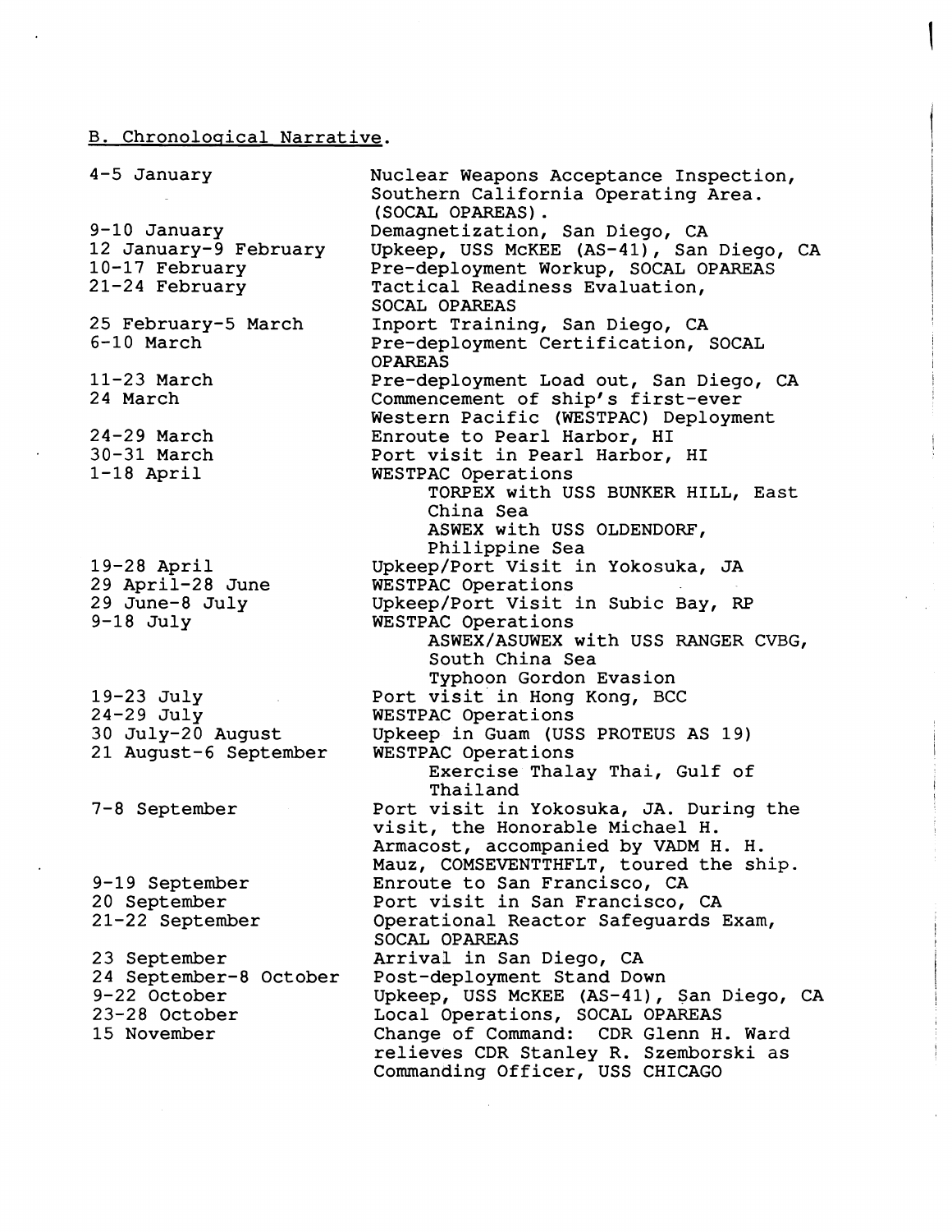B. Chronological Narrative.

| | |
|---|---|
| 4-5 January | Nuclear Weapons Acceptance Inspection, Southern California Operating Area. (SOCAL OPAREAS). |
| 9-10 January | Demagnetization, San Diego, CA |
| 12 January-9 February | Upkeep, USS McKEE (AS-41), San Diego, CA |
| 10-17 February | Pre-deployment Workup, SOCAL OPAREAS |
| 21-24 February | Tactical Readiness Evaluation, SOCAL OPAREAS |
| 25 February-5 March | Inport Training, San Diego, CA |
| 6-10 March | Pre-deployment Certification, SOCAL OPAREAS |
| 11-23 March | Pre-deployment Load out, San Diego, CA |
| 24 March | Commencement of ship's first-ever Western Pacific (WESTPAC) Deployment |
| 24-29 March | Enroute to Pearl Harbor, HI |
| 30-31 March | Port visit in Pearl Harbor, HI |
| 1-18 April | WESTPAC Operations<br>TORPEX with USS BUNKER HILL, East China Sea<br>ASWEX with USS OLDENDORF, Philippine Sea |
| 19-28 April | Upkeep/Port Visit in Yokosuka, JA |
| 29 April-28 June | WESTPAC Operations |
| 29 June-8 July | Upkeep/Port Visit in Subic Bay, RP |
| 9-18 July | WESTPAC Operations<br>ASWEX/ASUWEX with USS RANGER CVBG, South China Sea<br>Typhoon Gordon Evasion |
| 19-23 July | Port visit in Hong Kong, BCC |
| 24-29 July | WESTPAC Operations |
| 30 July-20 August | Upkeep in Guam (USS PROTEUS AS 19) |
| 21 August-6 September | WESTPAC Operations<br>Exercise Thalay Thai, Gulf of Thailand |
| 7-8 September | Port visit in Yokosuka, JA. During the visit, the Honorable Michael H. Armacost, accompanied by VADM H. H. Mauz, COMSEVENTHFLT, toured the ship. |
| 9-19 September | Enroute to San Francisco, CA |
| 20 September | Port visit in San Francisco, CA |
| 21-22 September | Operational Reactor Safeguards Exam, SOCAL OPAREAS |
| 23 September | Arrival in San Diego, CA |
| 24 September-8 October | Post-deployment Stand Down |
| 9-22 October | Upkeep, USS McKEE (AS-41), San Diego, CA |
| 23-28 October | Local Operations, SOCAL OPAREAS |
| 15 November | Change of Command: CDR Glenn H. Ward relieves CDR Stanley R. Szemborski as Commanding Officer, USS CHICAGO |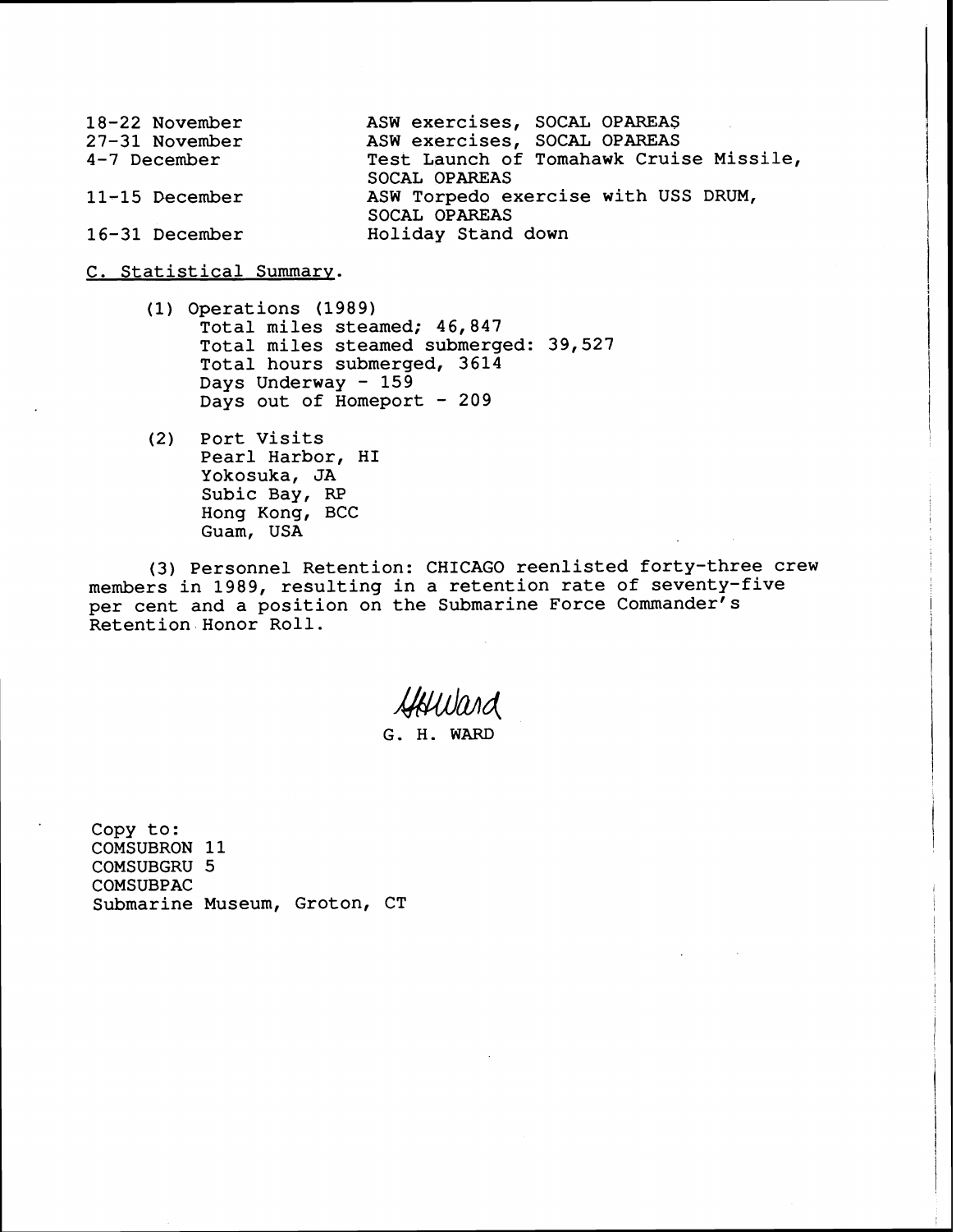| | |
|---|---|
| 18-22 November | ASW exercises, SOCAL OPAREAS |
| 27-31 November | ASW exercises, SOCAL OPAREAS |
| 4-7 December | Test Launch of Tomahawk Cruise Missile, SOCAL OPAREAS |
| 11-15 December | ASW Torpedo exercise with USS DRUM, SOCAL OPAREAS |
| 16-31 December | Holiday Stand down |

C. Statistical Summary.

(1) Operations (1989)
Total miles steamed; 46,847
Total miles steamed submerged: 39,527
Total hours submerged, 3614
Days Underway - 159
Days out of Homeport - 209

(2) Port Visits
Pearl Harbor, HI
Yokosuka, JA
Subic Bay, RP
Hong Kong, BCC
Guam, USA

(3) Personnel Retention: CHICAGO reenlisted forty-three crew members in 1989, resulting in a retention rate of seventy-five per cent and a position on the Submarine Force Commander's Retention Honor Roll.

GHWard
G. H. WARD

Copy to:
COMSUBRON 11
COMSUBGRU 5
COMSUBPAC
Submarine Museum, Groton, CT